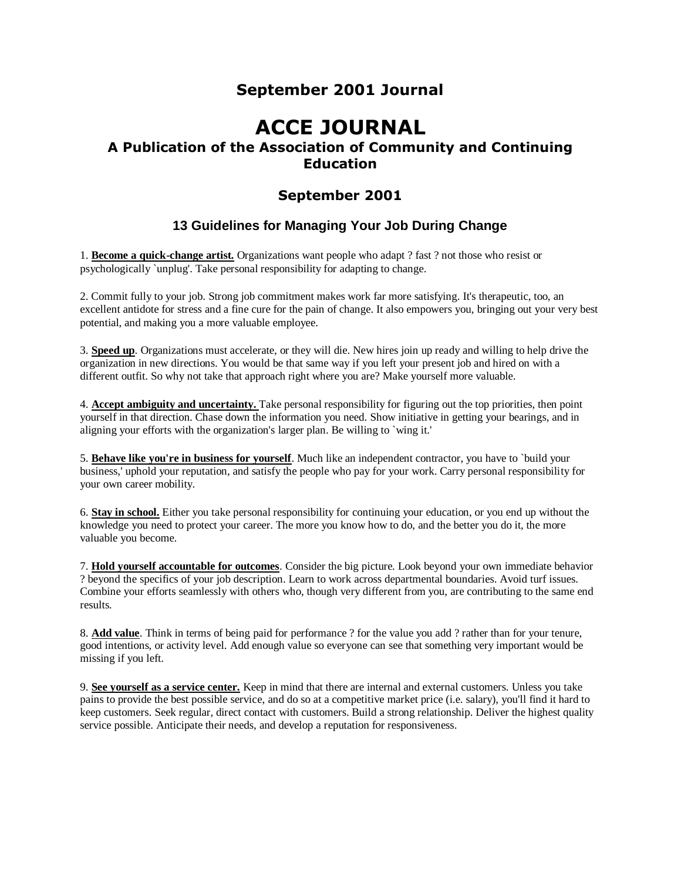## September 2001 Journal

# ACCE JOURNAL

### A Publication of the Association of Community and Continuing Education

## September 2001

### 13 Guidelines for Managing Your Job During Change

1. **Become a quick-change artist.** Organizations want people who adapt ? fast ? not those who resist or psychologically `unplug'. Take personal responsibility for adapting to change.

2. Commit fully to your job. Strong job commitment makes work far more satisfying. It's therapeutic, too, an excellent antidote for stress and a fine cure for the pain of change. It also empowers you, bringing out your very best potential, and making you a more valuable employee.

3. **Speed up**. Organizations must accelerate, or they will die. New hires join up ready and willing to help drive the organization in new directions. You would be that same way if you left your present job and hired on with a different outfit. So why not take that approach right where you are? Make yourself more valuable.

4. **Accept ambiguity and uncertainty.** Take personal responsibility for figuring out the top priorities, then point yourself in that direction. Chase down the information you need. Show initiative in getting your bearings, and in aligning your efforts with the organization's larger plan. Be willing to `wing it.'

5. **Behave like you're in business for yourself**. Much like an independent contractor, you have to `build your business,' uphold your reputation, and satisfy the people who pay for your work. Carry personal responsibility for your own career mobility.

6. **Stay in school.** Either you take personal responsibility for continuing your education, or you end up without the knowledge you need to protect your career. The more you know how to do, and the better you do it, the more valuable you become.

7. **Hold yourself accountable for outcomes**. Consider the big picture. Look beyond your own immediate behavior ? beyond the specifics of your job description. Learn to work across departmental boundaries. Avoid turf issues. Combine your efforts seamlessly with others who, though very different from you, are contributing to the same end results.

8. **Add value**. Think in terms of being paid for performance ? for the value you add ? rather than for your tenure, good intentions, or activity level. Add enough value so everyone can see that something very important would be missing if you left.

9. **See yourself as a service center.** Keep in mind that there are internal and external customers. Unless you take pains to provide the best possible service, and do so at a competitive market price (i.e. salary), you'll find it hard to keep customers. Seek regular, direct contact with customers. Build a strong relationship. Deliver the highest quality service possible. Anticipate their needs, and develop a reputation for responsiveness.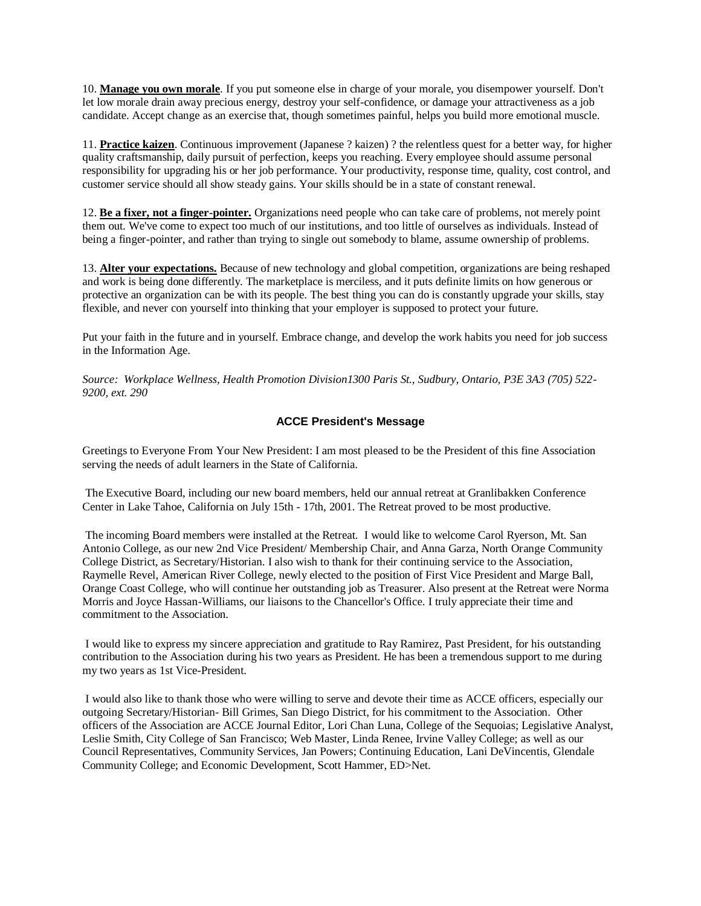10. **Manage you own morale**. If you put someone else in charge of your morale, you disempower yourself. Don't let low morale drain away precious energy, destroy your self-confidence, or damage your attractiveness as a job candidate. Accept change as an exercise that, though sometimes painful, helps you build more emotional muscle.

11. **Practice kaizen**. Continuous improvement (Japanese ? kaizen) ? the relentless quest for a better way, for higher quality craftsmanship, daily pursuit of perfection, keeps you reaching. Every employee should assume personal responsibility for upgrading his or her job performance. Your productivity, response time, quality, cost control, and customer service should all show steady gains. Your skills should be in a state of constant renewal.

12. **Be a fixer, not a finger-pointer.** Organizations need people who can take care of problems, not merely point them out. We've come to expect too much of our institutions, and too little of ourselves as individuals. Instead of being a finger-pointer, and rather than trying to single out somebody to blame, assume ownership of problems.

13. **Alter your expectations.** Because of new technology and global competition, organizations are being reshaped and work is being done differently. The marketplace is merciless, and it puts definite limits on how generous or protective an organization can be with its people. The best thing you can do is constantly upgrade your skills, stay flexible, and never con yourself into thinking that your employer is supposed to protect your future.

Put your faith in the future and in yourself. Embrace change, and develop the work habits you need for job success in the Information Age.

*Source: Workplace Wellness, Health Promotion Division1300 Paris St., Sudbury, Ontario, P3E 3A3 (705) 522-9200, ext. 290*

## ACCE President's Message

Greetings to Everyone From Your New President: I am most pleased to be the President of this fine Association serving the needs of adult learners in the State of California.

The Executive Board, including our new board members, held our annual retreat at Granlibakken Conference Center in Lake Tahoe, California on July 15th - 17th, 2001. The Retreat proved to be most productive.

The incoming Board members were installed at the Retreat. I would like to welcome Carol Ryerson, Mt. San Antonio College, as our new 2nd Vice President/ Membership Chair, and Anna Garza, North Orange Community College District, as Secretary/Historian. I also wish to thank for their continuing service to the Association, Raymelle Revel, American River College, newly elected to the position of First Vice President and Marge Ball, Orange Coast College, who will continue her outstanding job as Treasurer. Also present at the Retreat were Norma Morris and Joyce Hassan-Williams, our liaisons to the Chancellor's Office. I truly appreciate their time and commitment to the Association.

I would like to express my sincere appreciation and gratitude to Ray Ramirez, Past President, for his outstanding contribution to the Association during his two years as President. He has been a tremendous support to me during my two years as 1st Vice-President.

I would also like to thank those who were willing to serve and devote their time as ACCE officers, especially our outgoing Secretary/Historian- Bill Grimes, San Diego District, for his commitment to the Association. Other officers of the Association are ACCE Journal Editor, Lori Chan Luna, College of the Sequoias; Legislative Analyst, Leslie Smith, City College of San Francisco; Web Master, Linda Renee, Irvine Valley College; as well as our Council Representatives, Community Services, Jan Powers; Continuing Education, Lani DeVincentis, Glendale Community College; and Economic Development, Scott Hammer, ED>Net.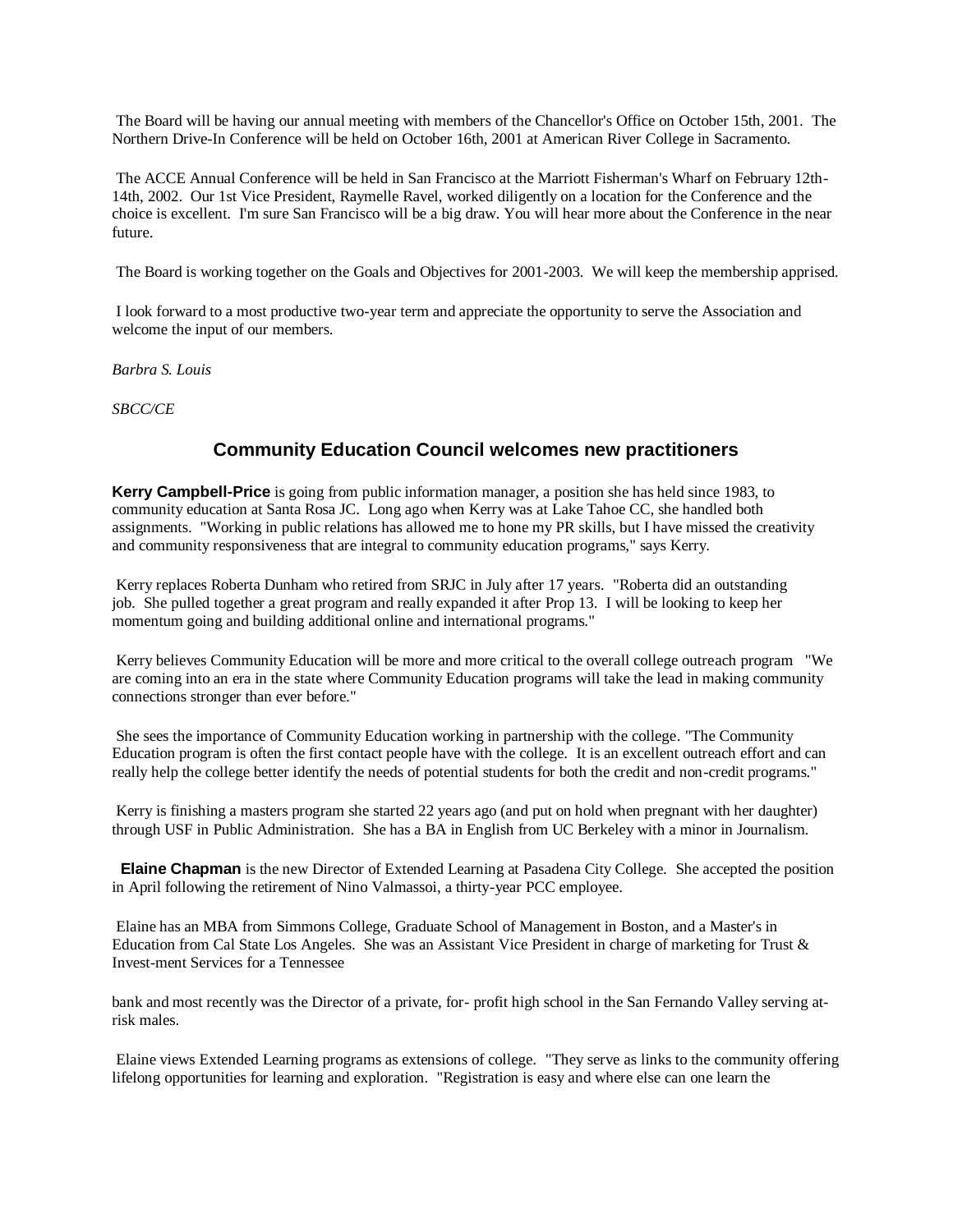The Board will be having our annual meeting with members of the Chancellor's Office on October 15th, 2001. The Northern Drive-In Conference will be held on October 16th, 2001 at American River College in Sacramento.

The ACCE Annual Conference will be held in San Francisco at the Marriott Fisherman's Wharf on February 12th-14th, 2002. Our 1st Vice President, Raymelle Ravel, worked diligently on a location for the Conference and the choice is excellent. I'm sure San Francisco will be a big draw. You will hear more about the Conference in the near future.

The Board is working together on the Goals and Objectives for 2001-2003. We will keep the membership apprised.

I look forward to a most productive two-year term and appreciate the opportunity to serve the Association and welcome the input of our members.

*Barbra S. Louis*

*SBCC/CE*

## Community Education Council welcomes new practitioners

**Kerry Campbell-Price** is going from public information manager, a position she has held since 1983, to community education at Santa Rosa JC. Long ago when Kerry was at Lake Tahoe CC, she handled both assignments. "Working in public relations has allowed me to hone my PR skills, but I have missed the creativity and community responsiveness that are integral to community education programs," says Kerry.

Kerry replaces Roberta Dunham who retired from SRJC in July after 17 years. "Roberta did an outstanding job. She pulled together a great program and really expanded it after Prop 13. I will be looking to keep her momentum going and building additional online and international programs."

Kerry believes Community Education will be more and more critical to the overall college outreach program "We are coming into an era in the state where Community Education programs will take the lead in making community connections stronger than ever before."

She sees the importance of Community Education working in partnership with the college. "The Community Education program is often the first contact people have with the college. It is an excellent outreach effort and can really help the college better identify the needs of potential students for both the credit and non-credit programs."

Kerry is finishing a masters program she started 22 years ago (and put on hold when pregnant with her daughter) through USF in Public Administration. She has a BA in English from UC Berkeley with a minor in Journalism.

**Elaine Chapman** is the new Director of Extended Learning at Pasadena City College. She accepted the position in April following the retirement of Nino Valmassoi, a thirty-year PCC employee.

Elaine has an MBA from Simmons College, Graduate School of Management in Boston, and a Master's in Education from Cal State Los Angeles. She was an Assistant Vice President in charge of marketing for Trust & Invest-ment Services for a Tennessee bank and most recently was the Director of a private, for- profit high school in the San Fernando Valley serving at-risk males.

Elaine views Extended Learning programs as extensions of college. "They serve as links to the community offering lifelong opportunities for learning and exploration. "Registration is easy and where else can one learn the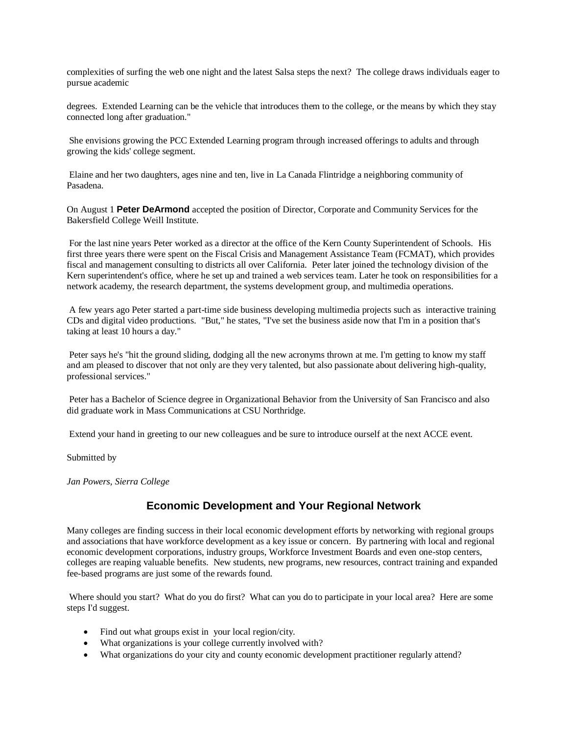complexities of surfing the web one night and the latest Salsa steps the next? The college draws individuals eager to pursue academic

degrees. Extended Learning can be the vehicle that introduces them to the college, or the means by which they stay connected long after graduation."

She envisions growing the PCC Extended Learning program through increased offerings to adults and through growing the kids' college segment.

Elaine and her two daughters, ages nine and ten, live in La Canada Flintridge a neighboring community of Pasadena.

On August 1 **Peter DeArmond** accepted the position of Director, Corporate and Community Services for the Bakersfield College Weill Institute.

For the last nine years Peter worked as a director at the office of the Kern County Superintendent of Schools. His first three years there were spent on the Fiscal Crisis and Management Assistance Team (FCMAT), which provides fiscal and management consulting to districts all over California. Peter later joined the technology division of the Kern superintendent's office, where he set up and trained a web services team. Later he took on responsibilities for a network academy, the research department, the systems development group, and multimedia operations.

A few years ago Peter started a part-time side business developing multimedia projects such as interactive training CDs and digital video productions. "But," he states, "I've set the business aside now that I'm in a position that's taking at least 10 hours a day."

Peter says he's "hit the ground sliding, dodging all the new acronyms thrown at me. I'm getting to know my staff and am pleased to discover that not only are they very talented, but also passionate about delivering high-quality, professional services."

Peter has a Bachelor of Science degree in Organizational Behavior from the University of San Francisco and also did graduate work in Mass Communications at CSU Northridge.

Extend your hand in greeting to our new colleagues and be sure to introduce ourself at the next ACCE event.

Submitted by

*Jan Powers, Sierra College*

## Economic Development and Your Regional Network

Many colleges are finding success in their local economic development efforts by networking with regional groups and associations that have workforce development as a key issue or concern. By partnering with local and regional economic development corporations, industry groups, Workforce Investment Boards and even one-stop centers, colleges are reaping valuable benefits. New students, new programs, new resources, contract training and expanded fee-based programs are just some of the rewards found.

Where should you start? What do you do first? What can you do to participate in your local area? Here are some steps I'd suggest.

- Find out what groups exist in your local region/city.
- What organizations is your college currently involved with?
- What organizations do your city and county economic development practitioner regularly attend?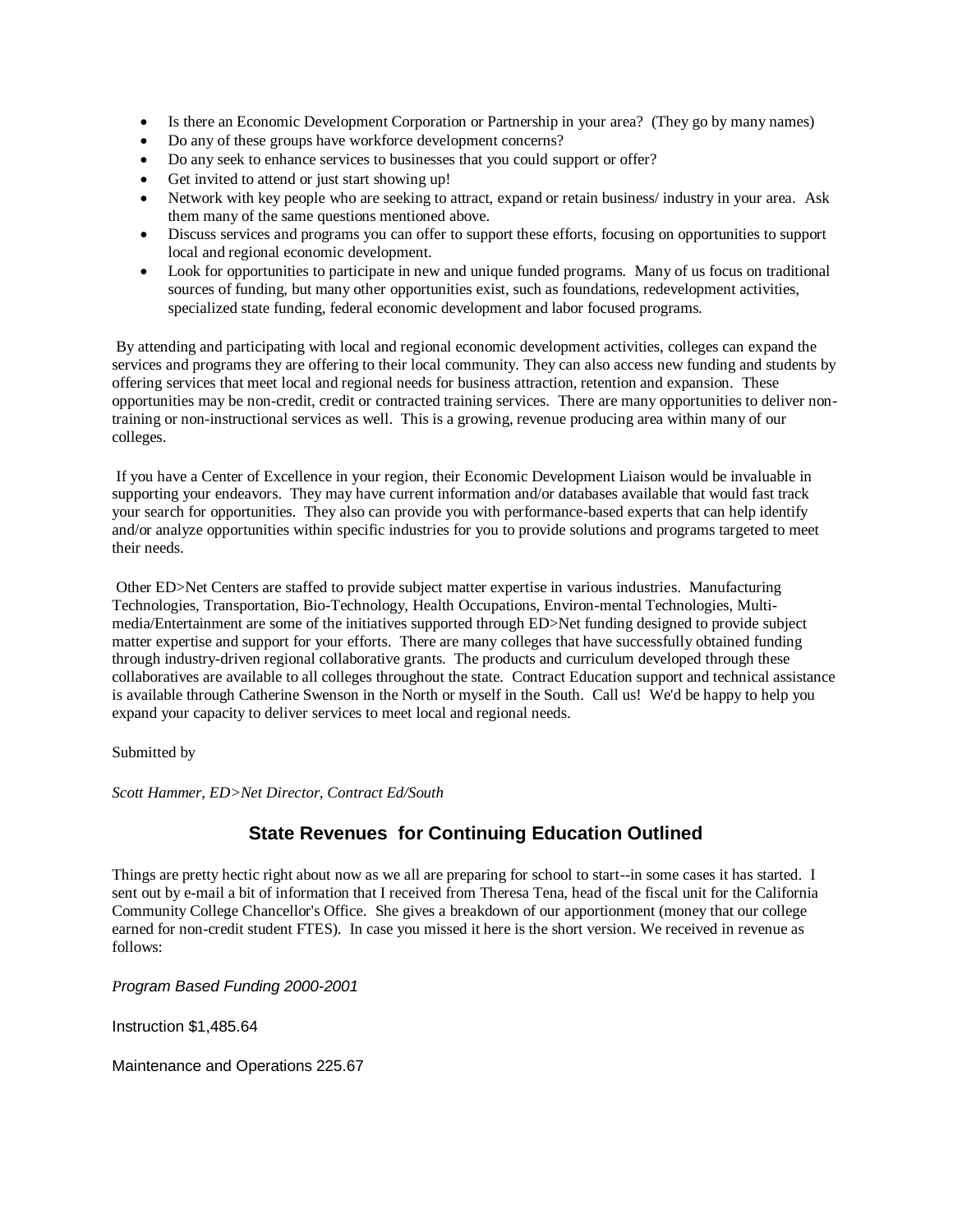- Is there an Economic Development Corporation or Partnership in your area? (They go by many names)
- Do any of these groups have workforce development concerns?
- Do any seek to enhance services to businesses that you could support or offer?
- Get invited to attend or just start showing up!
- Network with key people who are seeking to attract, expand or retain business/ industry in your area. Ask them many of the same questions mentioned above.
- Discuss services and programs you can offer to support these efforts, focusing on opportunities to support local and regional economic development.
- Look for opportunities to participate in new and unique funded programs. Many of us focus on traditional sources of funding, but many other opportunities exist, such as foundations, redevelopment activities, specialized state funding, federal economic development and labor focused programs.

By attending and participating with local and regional economic development activities, colleges can expand the services and programs they are offering to their local community. They can also access new funding and students by offering services that meet local and regional needs for business attraction, retention and expansion. These opportunities may be non-credit, credit or contracted training services. There are many opportunities to deliver non-training or non-instructional services as well. This is a growing, revenue producing area within many of our colleges.

If you have a Center of Excellence in your region, their Economic Development Liaison would be invaluable in supporting your endeavors. They may have current information and/or databases available that would fast track your search for opportunities. They also can provide you with performance-based experts that can help identify and/or analyze opportunities within specific industries for you to provide solutions and programs targeted to meet their needs.

Other ED>Net Centers are staffed to provide subject matter expertise in various industries. Manufacturing Technologies, Transportation, Bio-Technology, Health Occupations, Environ-mental Technologies, Multi-media/Entertainment are some of the initiatives supported through ED>Net funding designed to provide subject matter expertise and support for your efforts. There are many colleges that have successfully obtained funding through industry-driven regional collaborative grants. The products and curriculum developed through these collaboratives are available to all colleges throughout the state. Contract Education support and technical assistance is available through Catherine Swenson in the North or myself in the South. Call us! We'd be happy to help you expand your capacity to deliver services to meet local and regional needs.

Submitted by

*Scott Hammer, ED>Net Director, Contract Ed/South*

## State Revenues for Continuing Education Outlined

Things are pretty hectic right about now as we all are preparing for school to start--in some cases it has started. I sent out by e-mail a bit of information that I received from Theresa Tena, head of the fiscal unit for the California Community College Chancellor's Office. She gives a breakdown of our apportionment (money that our college earned for non-credit student FTES). In case you missed it here is the short version. We received in revenue as follows:

*Program Based Funding 2000-2001*

Instruction $1,485.64

Maintenance and Operations 225.67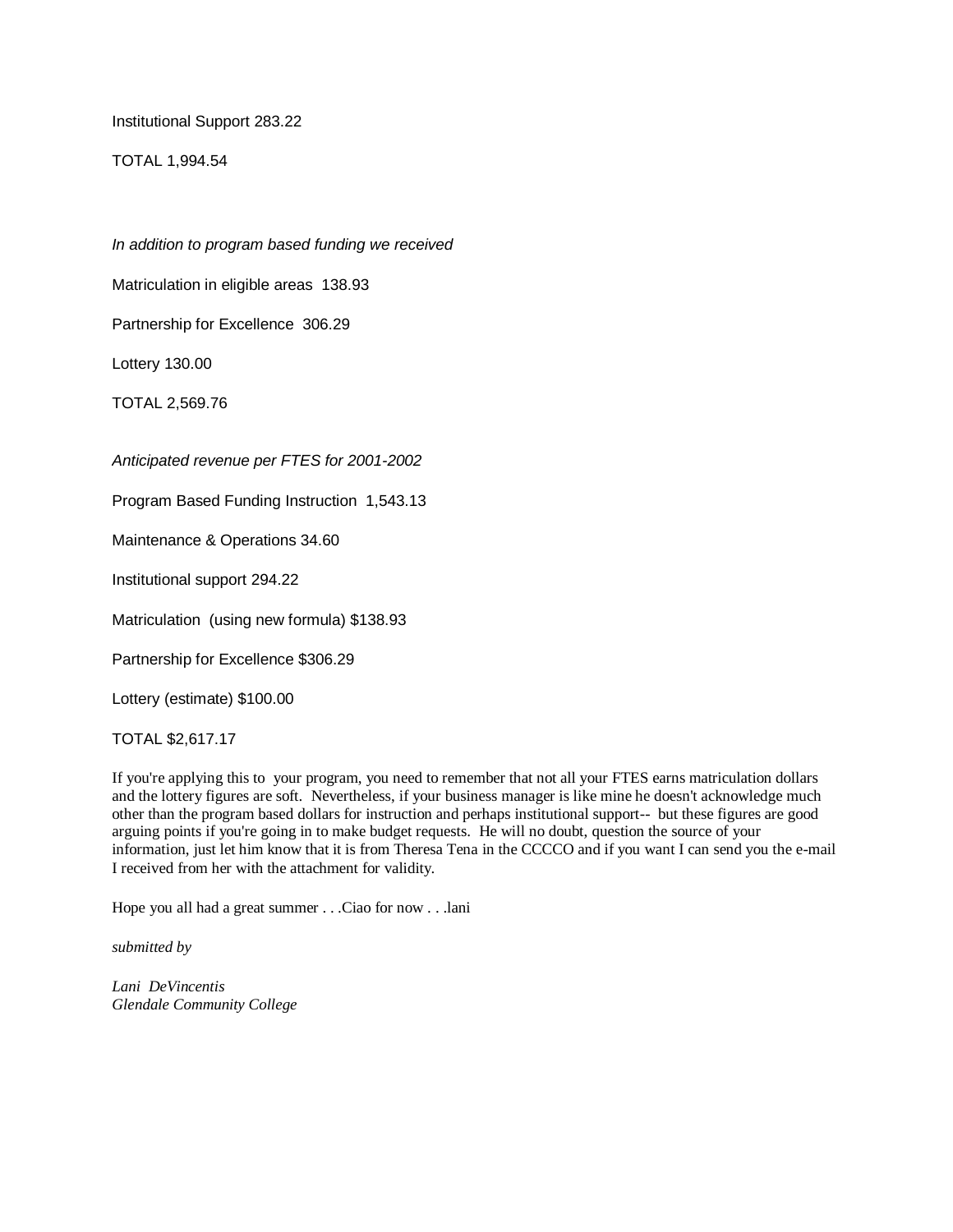Institutional Support 283.22

TOTAL 1,994.54

*In addition to program based funding we received*

Matriculation in eligible areas 138.93

Partnership for Excellence 306.29

Lottery 130.00

TOTAL 2,569.76

*Anticipated revenue per FTES for 2001-2002*

Program Based Funding Instruction 1,543.13

Maintenance & Operations 34.60

Institutional support 294.22

Matriculation (using new formula) $138.93

Partnership for Excellence $306.29

Lottery (estimate) $100.00

TOTAL $2,617.17

If you're applying this to your program, you need to remember that not all your FTES earns matriculation dollars and the lottery figures are soft. Nevertheless, if your business manager is like mine he doesn't acknowledge much other than the program based dollars for instruction and perhaps institutional support-- but these figures are good arguing points if you're going in to make budget requests. He will no doubt, question the source of your information, just let him know that it is from Theresa Tena in the CCCCO and if you want I can send you the e-mail I received from her with the attachment for validity.

Hope you all had a great summer . . .Ciao for now . . .lani

*submitted by*

*Lani DeVincentis*
*Glendale Community College*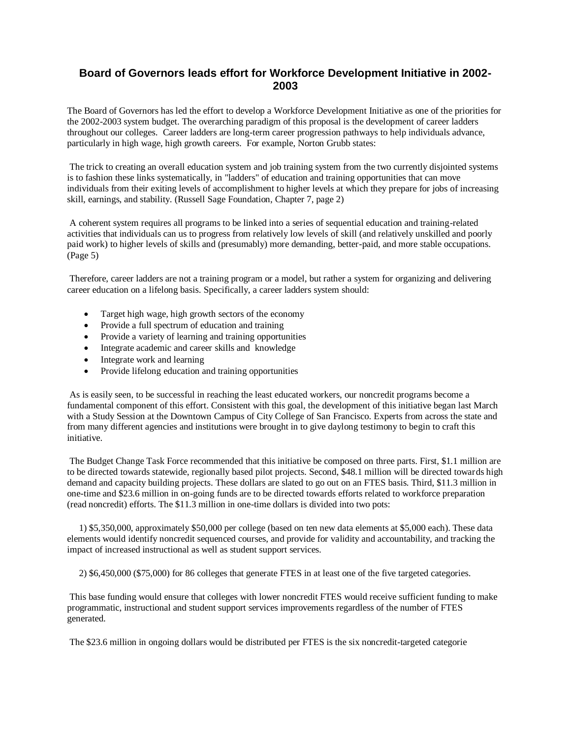## Board of Governors leads effort for Workforce Development Initiative in 2002-2003

The Board of Governors has led the effort to develop a Workforce Development Initiative as one of the priorities for the 2002-2003 system budget. The overarching paradigm of this proposal is the development of career ladders throughout our colleges. Career ladders are long-term career progression pathways to help individuals advance, particularly in high wage, high growth careers. For example, Norton Grubb states:

The trick to creating an overall education system and job training system from the two currently disjointed systems is to fashion these links systematically, in "ladders" of education and training opportunities that can move individuals from their exiting levels of accomplishment to higher levels at which they prepare for jobs of increasing skill, earnings, and stability. (Russell Sage Foundation, Chapter 7, page 2)

A coherent system requires all programs to be linked into a series of sequential education and training-related activities that individuals can us to progress from relatively low levels of skill (and relatively unskilled and poorly paid work) to higher levels of skills and (presumably) more demanding, better-paid, and more stable occupations. (Page 5)

Therefore, career ladders are not a training program or a model, but rather a system for organizing and delivering career education on a lifelong basis. Specifically, a career ladders system should:

- Target high wage, high growth sectors of the economy
- Provide a full spectrum of education and training
- Provide a variety of learning and training opportunities
- Integrate academic and career skills and knowledge
- Integrate work and learning
- Provide lifelong education and training opportunities

As is easily seen, to be successful in reaching the least educated workers, our noncredit programs become a fundamental component of this effort. Consistent with this goal, the development of this initiative began last March with a Study Session at the Downtown Campus of City College of San Francisco. Experts from across the state and from many different agencies and institutions were brought in to give daylong testimony to begin to craft this initiative.

The Budget Change Task Force recommended that this initiative be composed on three parts. First, $1.1 million are to be directed towards statewide, regionally based pilot projects. Second, $48.1 million will be directed towards high demand and capacity building projects. These dollars are slated to go out on an FTES basis. Third, $11.3 million in one-time and $23.6 million in on-going funds are to be directed towards efforts related to workforce preparation (read noncredit) efforts. The $11.3 million in one-time dollars is divided into two pots:

1) $5,350,000, approximately $50,000 per college (based on ten new data elements at $5,000 each). These data elements would identify noncredit sequenced courses, and provide for validity and accountability, and tracking the impact of increased instructional as well as student support services.

2) $6,450,000 ($75,000) for 86 colleges that generate FTES in at least one of the five targeted categories.

This base funding would ensure that colleges with lower noncredit FTES would receive sufficient funding to make programmatic, instructional and student support services improvements regardless of the number of FTES generated.

The $23.6 million in ongoing dollars would be distributed per FTES is the six noncredit-targeted categorie